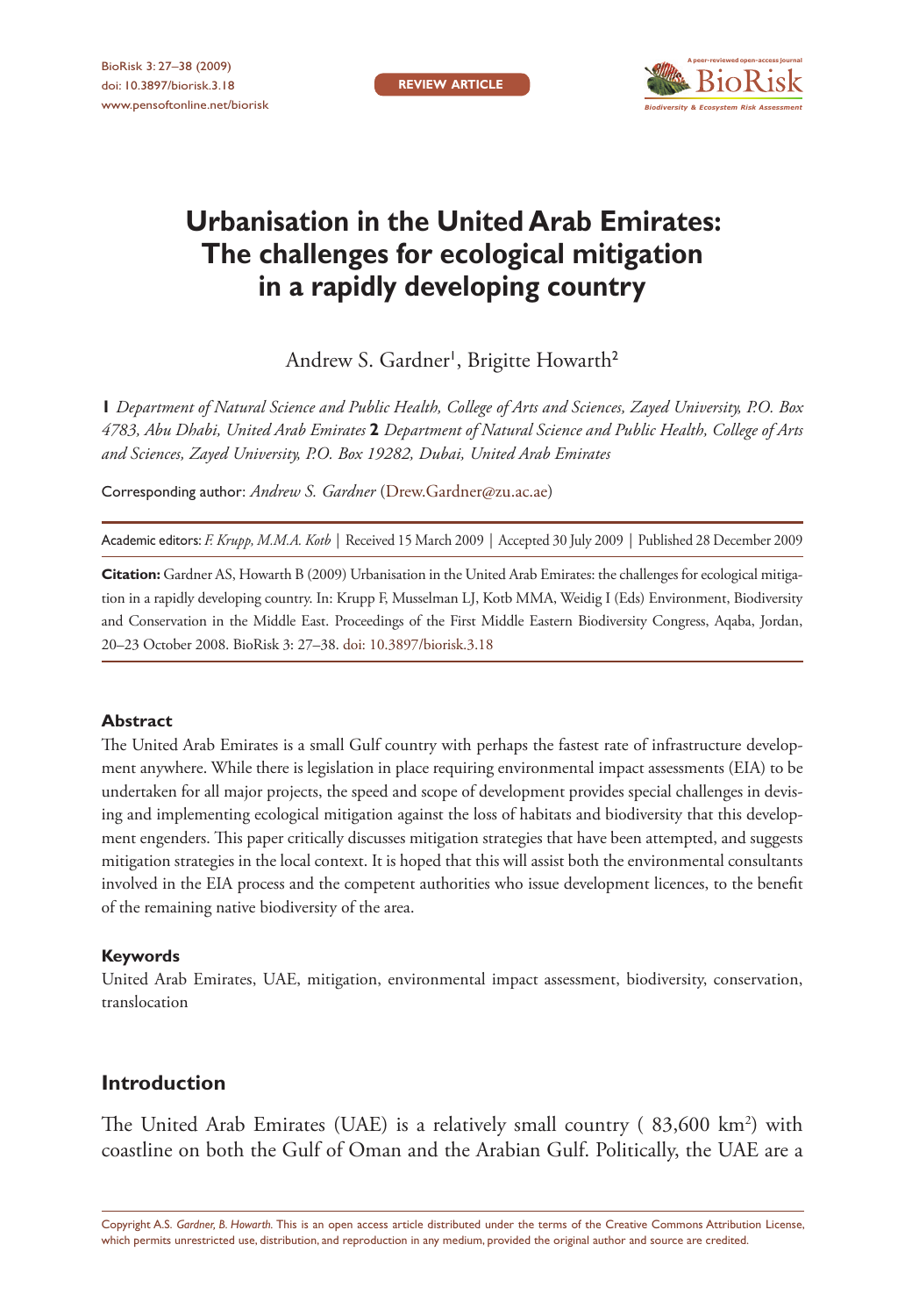REVIEW ARTICLE

# Urbanisation in the United Arab Emirates: The challenges for ecological mitigation in a rapidly developing country

Andrew S. Gardner[1], Brigitte Howarth[2]

**1** *Department of Natural Science and Public Health, College of Arts and Sciences, Zayed University, P.O. Box 4783, Abu Dhabi, United Arab Emirates* **2** *Department of Natural Science and Public Health, College of Arts and Sciences, Zayed University, P.O. Box 19282, Dubai, United Arab Emirates*

Corresponding author: *Andrew S. Gardner* (Drew.Gardner@zu.ac.ae)

Academic editors: *F. Krupp, M.M.A. Kotb* | Received 15 March 2009 | Accepted 30 July 2009 | Published 28 December 2009

**Citation:** Gardner AS, Howarth B (2009) Urbanisation in the United Arab Emirates: the challenges for ecological mitigation in a rapidly developing country. In: Krupp F, Musselman LJ, Kotb MMA, Weidig I (Eds) Environment, Biodiversity and Conservation in the Middle East. Proceedings of the First Middle Eastern Biodiversity Congress, Aqaba, Jordan, 20–23 October 2008. BioRisk 3: 27–38. doi: 10.3897/biorisk.3.18

### Abstract

The United Arab Emirates is a small Gulf country with perhaps the fastest rate of infrastructure development anywhere. While there is legislation in place requiring environmental impact assessments (EIA) to be undertaken for all major projects, the speed and scope of development provides special challenges in devising and implementing ecological mitigation against the loss of habitats and biodiversity that this development engenders. This paper critically discusses mitigation strategies that have been attempted, and suggests mitigation strategies in the local context. It is hoped that this will assist both the environmental consultants involved in the EIA process and the competent authorities who issue development licences, to the benefit of the remaining native biodiversity of the area.

### Keywords

United Arab Emirates, UAE, mitigation, environmental impact assessment, biodiversity, conservation, translocation

## Introduction

The United Arab Emirates (UAE) is a relatively small country ( 83,600 km$^2$) with coastline on both the Gulf of Oman and the Arabian Gulf. Politically, the UAE are a

Copyright A.S. *Gardner, B. Howarth.* This is an open access article distributed under the terms of the Creative Commons Attribution License, which permits unrestricted use, distribution, and reproduction in any medium, provided the original author and source are credited.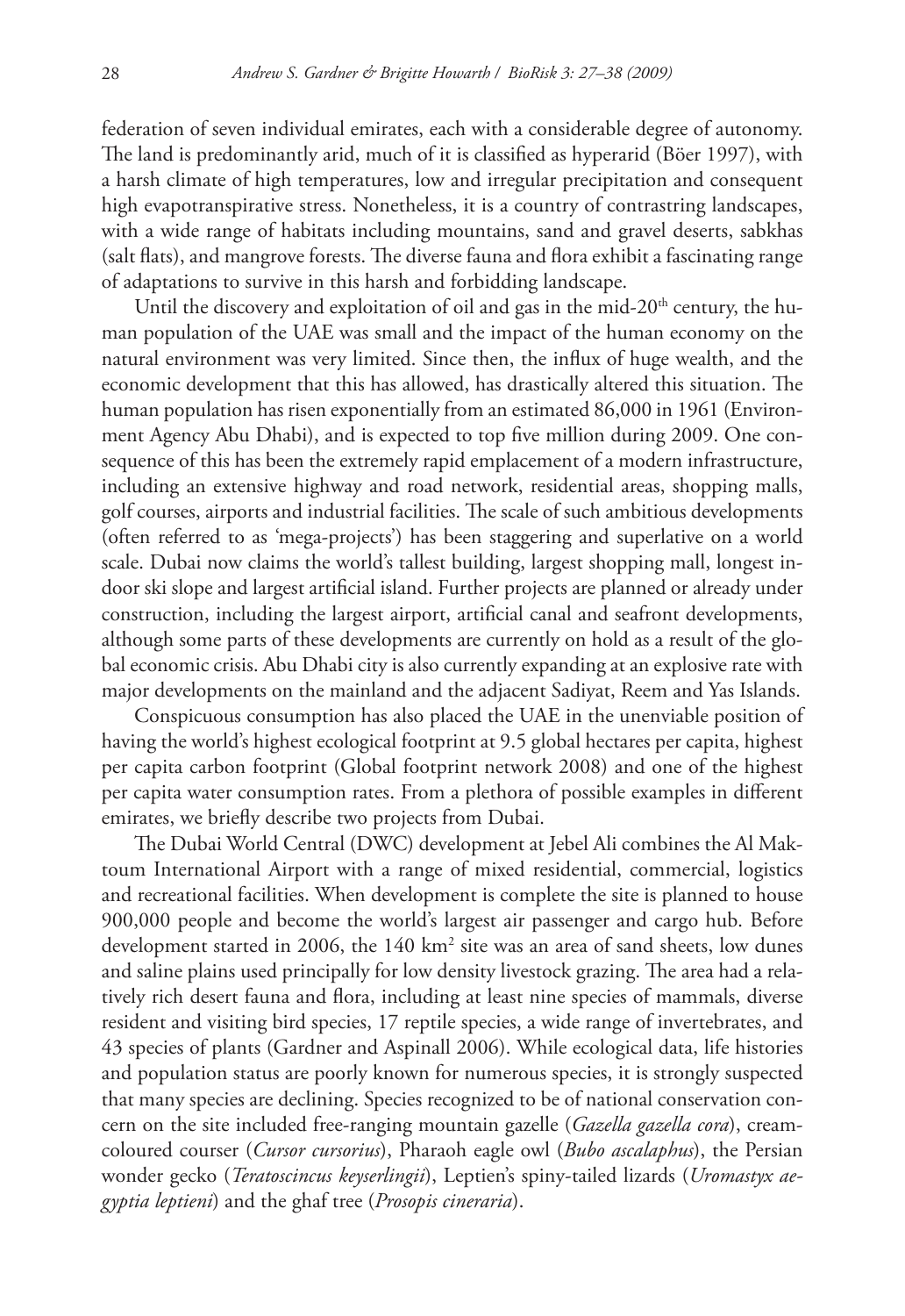federation of seven individual emirates, each with a considerable degree of autonomy. The land is predominantly arid, much of it is classified as hyperarid (Böer 1997), with a harsh climate of high temperatures, low and irregular precipitation and consequent high evapotranspirative stress. Nonetheless, it is a country of contrastring landscapes, with a wide range of habitats including mountains, sand and gravel deserts, sabkhas (salt flats), and mangrove forests. The diverse fauna and flora exhibit a fascinating range of adaptations to survive in this harsh and forbidding landscape.

Until the discovery and exploitation of oil and gas in the mid-20$^{th}$ century, the human population of the UAE was small and the impact of the human economy on the natural environment was very limited. Since then, the influx of huge wealth, and the economic development that this has allowed, has drastically altered this situation. The human population has risen exponentially from an estimated 86,000 in 1961 (Environment Agency Abu Dhabi), and is expected to top five million during 2009. One consequence of this has been the extremely rapid emplacement of a modern infrastructure, including an extensive highway and road network, residential areas, shopping malls, golf courses, airports and industrial facilities. The scale of such ambitious developments (often referred to as 'mega-projects') has been staggering and superlative on a world scale. Dubai now claims the world's tallest building, largest shopping mall, longest indoor ski slope and largest artificial island. Further projects are planned or already under construction, including the largest airport, artificial canal and seafront developments, although some parts of these developments are currently on hold as a result of the global economic crisis. Abu Dhabi city is also currently expanding at an explosive rate with major developments on the mainland and the adjacent Sadiyat, Reem and Yas Islands.

Conspicuous consumption has also placed the UAE in the unenviable position of having the world's highest ecological footprint at 9.5 global hectares per capita, highest per capita carbon footprint (Global footprint network 2008) and one of the highest per capita water consumption rates. From a plethora of possible examples in different emirates, we briefly describe two projects from Dubai.

The Dubai World Central (DWC) development at Jebel Ali combines the Al Maktoum International Airport with a range of mixed residential, commercial, logistics and recreational facilities. When development is complete the site is planned to house 900,000 people and become the world's largest air passenger and cargo hub. Before development started in 2006, the 140 km$^2$ site was an area of sand sheets, low dunes and saline plains used principally for low density livestock grazing. The area had a relatively rich desert fauna and flora, including at least nine species of mammals, diverse resident and visiting bird species, 17 reptile species, a wide range of invertebrates, and 43 species of plants (Gardner and Aspinall 2006). While ecological data, life histories and population status are poorly known for numerous species, it is strongly suspected that many species are declining. Species recognized to be of national conservation concern on the site included free-ranging mountain gazelle (*Gazella gazella cora*), cream-coloured courser (*Cursor cursorius*), Pharaoh eagle owl (*Bubo ascalaphus*), the Persian wonder gecko (*Teratoscincus keyserlingii*), Leptien's spiny-tailed lizards (*Uromastyx aegyptia leptieni*) and the ghaf tree (*Prosopis cineraria*).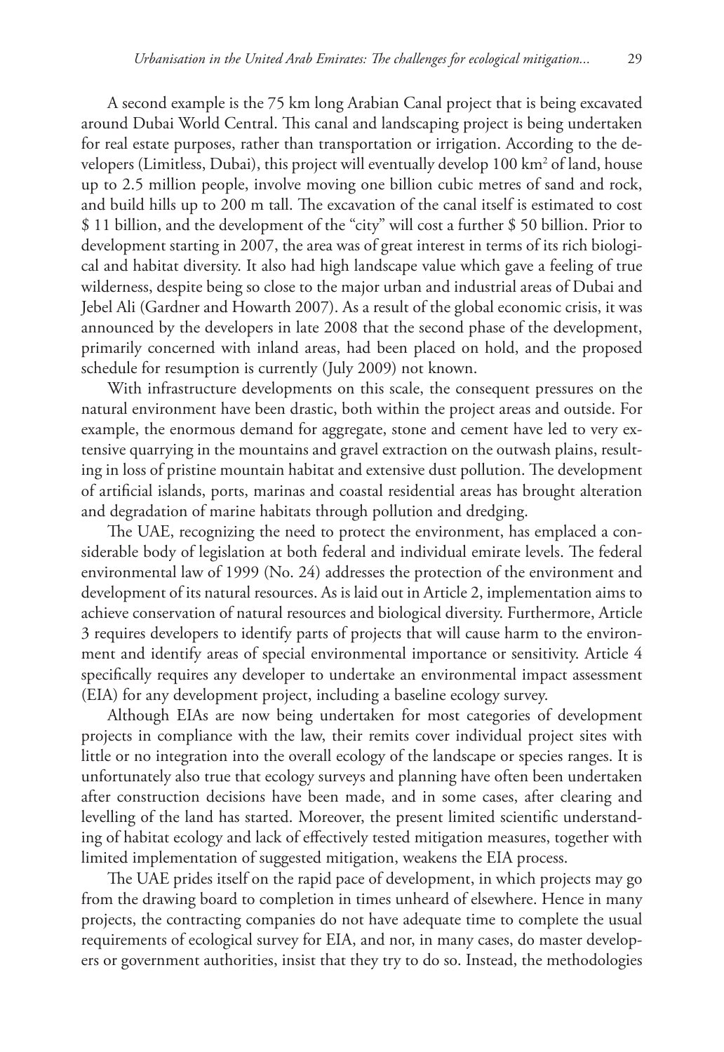A second example is the 75 km long Arabian Canal project that is being excavated around Dubai World Central. This canal and landscaping project is being undertaken for real estate purposes, rather than transportation or irrigation. According to the developers (Limitless, Dubai), this project will eventually develop 100 $km^2$ of land, house up to 2.5 million people, involve moving one billion cubic metres of sand and rock, and build hills up to 200 m tall. The excavation of the canal itself is estimated to cost $ 11 billion, and the development of the "city" will cost a further $ 50 billion. Prior to development starting in 2007, the area was of great interest in terms of its rich biological and habitat diversity. It also had high landscape value which gave a feeling of true wilderness, despite being so close to the major urban and industrial areas of Dubai and Jebel Ali (Gardner and Howarth 2007). As a result of the global economic crisis, it was announced by the developers in late 2008 that the second phase of the development, primarily concerned with inland areas, had been placed on hold, and the proposed schedule for resumption is currently (July 2009) not known.

With infrastructure developments on this scale, the consequent pressures on the natural environment have been drastic, both within the project areas and outside. For example, the enormous demand for aggregate, stone and cement have led to very extensive quarrying in the mountains and gravel extraction on the outwash plains, resulting in loss of pristine mountain habitat and extensive dust pollution. The development of artificial islands, ports, marinas and coastal residential areas has brought alteration and degradation of marine habitats through pollution and dredging.

The UAE, recognizing the need to protect the environment, has emplaced a considerable body of legislation at both federal and individual emirate levels. The federal environmental law of 1999 (No. 24) addresses the protection of the environment and development of its natural resources. As is laid out in Article 2, implementation aims to achieve conservation of natural resources and biological diversity. Furthermore, Article 3 requires developers to identify parts of projects that will cause harm to the environment and identify areas of special environmental importance or sensitivity. Article 4 specifically requires any developer to undertake an environmental impact assessment (EIA) for any development project, including a baseline ecology survey.

Although EIAs are now being undertaken for most categories of development projects in compliance with the law, their remits cover individual project sites with little or no integration into the overall ecology of the landscape or species ranges. It is unfortunately also true that ecology surveys and planning have often been undertaken after construction decisions have been made, and in some cases, after clearing and levelling of the land has started. Moreover, the present limited scientific understanding of habitat ecology and lack of effectively tested mitigation measures, together with limited implementation of suggested mitigation, weakens the EIA process.

The UAE prides itself on the rapid pace of development, in which projects may go from the drawing board to completion in times unheard of elsewhere. Hence in many projects, the contracting companies do not have adequate time to complete the usual requirements of ecological survey for EIA, and nor, in many cases, do master developers or government authorities, insist that they try to do so. Instead, the methodologies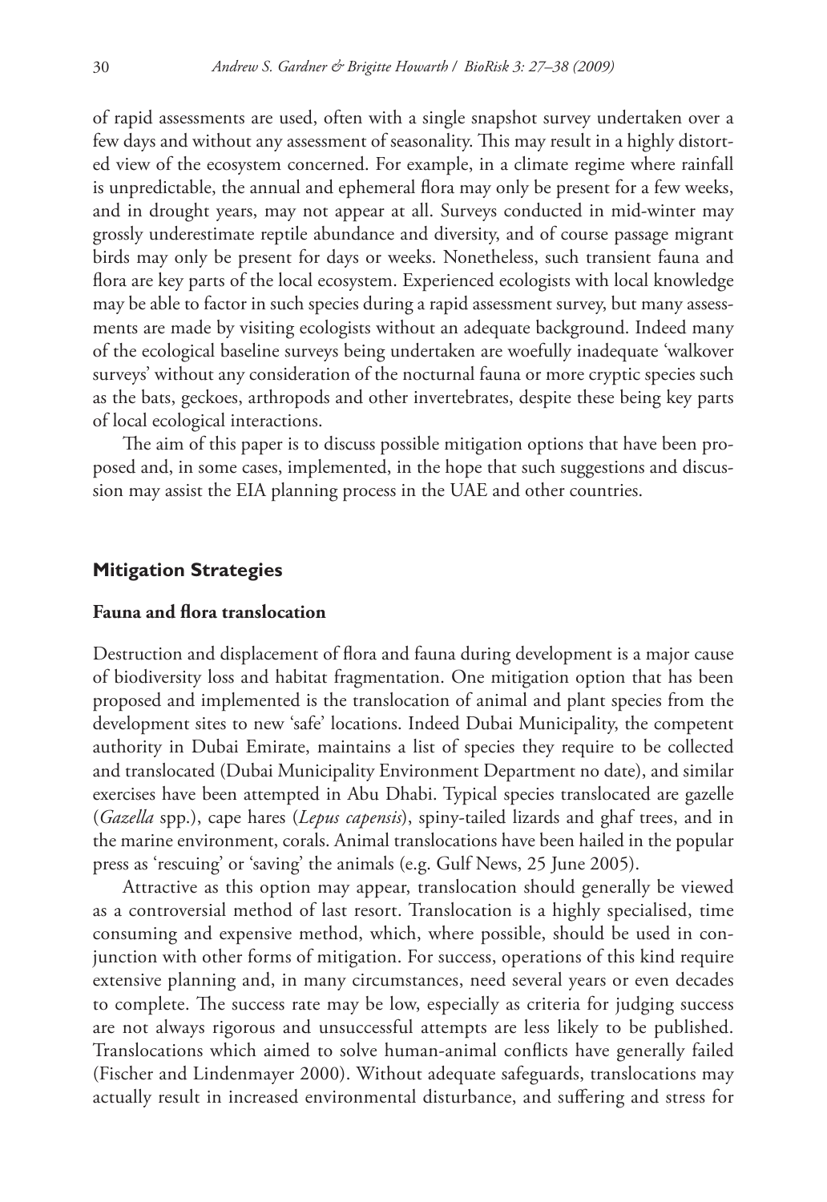of rapid assessments are used, often with a single snapshot survey undertaken over a few days and without any assessment of seasonality. This may result in a highly distorted view of the ecosystem concerned. For example, in a climate regime where rainfall is unpredictable, the annual and ephemeral flora may only be present for a few weeks, and in drought years, may not appear at all. Surveys conducted in mid-winter may grossly underestimate reptile abundance and diversity, and of course passage migrant birds may only be present for days or weeks. Nonetheless, such transient fauna and flora are key parts of the local ecosystem. Experienced ecologists with local knowledge may be able to factor in such species during a rapid assessment survey, but many assessments are made by visiting ecologists without an adequate background. Indeed many of the ecological baseline surveys being undertaken are woefully inadequate 'walkover surveys' without any consideration of the nocturnal fauna or more cryptic species such as the bats, geckoes, arthropods and other invertebrates, despite these being key parts of local ecological interactions.

The aim of this paper is to discuss possible mitigation options that have been proposed and, in some cases, implemented, in the hope that such suggestions and discussion may assist the EIA planning process in the UAE and other countries.

## Mitigation Strategies

### Fauna and flora translocation

Destruction and displacement of flora and fauna during development is a major cause of biodiversity loss and habitat fragmentation. One mitigation option that has been proposed and implemented is the translocation of animal and plant species from the development sites to new 'safe' locations. Indeed Dubai Municipality, the competent authority in Dubai Emirate, maintains a list of species they require to be collected and translocated (Dubai Municipality Environment Department no date), and similar exercises have been attempted in Abu Dhabi. Typical species translocated are gazelle (*Gazella* spp.), cape hares (*Lepus capensis*), spiny-tailed lizards and ghaf trees, and in the marine environment, corals. Animal translocations have been hailed in the popular press as 'rescuing' or 'saving' the animals (e.g. Gulf News, 25 June 2005).

Attractive as this option may appear, translocation should generally be viewed as a controversial method of last resort. Translocation is a highly specialised, time consuming and expensive method, which, where possible, should be used in conjunction with other forms of mitigation. For success, operations of this kind require extensive planning and, in many circumstances, need several years or even decades to complete. The success rate may be low, especially as criteria for judging success are not always rigorous and unsuccessful attempts are less likely to be published. Translocations which aimed to solve human-animal conflicts have generally failed (Fischer and Lindenmayer 2000). Without adequate safeguards, translocations may actually result in increased environmental disturbance, and suffering and stress for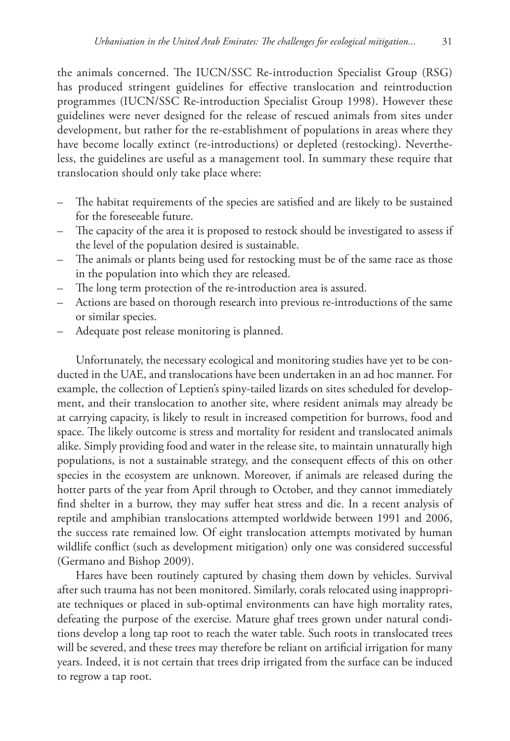the animals concerned. The IUCN/SSC Re-introduction Specialist Group (RSG) has produced stringent guidelines for effective translocation and reintroduction programmes (IUCN/SSC Re-introduction Specialist Group 1998). However these guidelines were never designed for the release of rescued animals from sites under development, but rather for the re-establishment of populations in areas where they have become locally extinct (re-introductions) or depleted (restocking). Nevertheless, the guidelines are useful as a management tool. In summary these require that translocation should only take place where:

- The habitat requirements of the species are satisfied and are likely to be sustained for the foreseeable future.
- The capacity of the area it is proposed to restock should be investigated to assess if the level of the population desired is sustainable.
- The animals or plants being used for restocking must be of the same race as those in the population into which they are released.
- The long term protection of the re-introduction area is assured.
- Actions are based on thorough research into previous re-introductions of the same or similar species.
- Adequate post release monitoring is planned.

Unfortunately, the necessary ecological and monitoring studies have yet to be conducted in the UAE, and translocations have been undertaken in an ad hoc manner. For example, the collection of Leptien's spiny-tailed lizards on sites scheduled for development, and their translocation to another site, where resident animals may already be at carrying capacity, is likely to result in increased competition for burrows, food and space. The likely outcome is stress and mortality for resident and translocated animals alike. Simply providing food and water in the release site, to maintain unnaturally high populations, is not a sustainable strategy, and the consequent effects of this on other species in the ecosystem are unknown. Moreover, if animals are released during the hotter parts of the year from April through to October, and they cannot immediately find shelter in a burrow, they may suffer heat stress and die. In a recent analysis of reptile and amphibian translocations attempted worldwide between 1991 and 2006, the success rate remained low. Of eight translocation attempts motivated by human wildlife conflict (such as development mitigation) only one was considered successful (Germano and Bishop 2009).

Hares have been routinely captured by chasing them down by vehicles. Survival after such trauma has not been monitored. Similarly, corals relocated using inappropriate techniques or placed in sub-optimal environments can have high mortality rates, defeating the purpose of the exercise. Mature ghaf trees grown under natural conditions develop a long tap root to reach the water table. Such roots in translocated trees will be severed, and these trees may therefore be reliant on artificial irrigation for many years. Indeed, it is not certain that trees drip irrigated from the surface can be induced to regrow a tap root.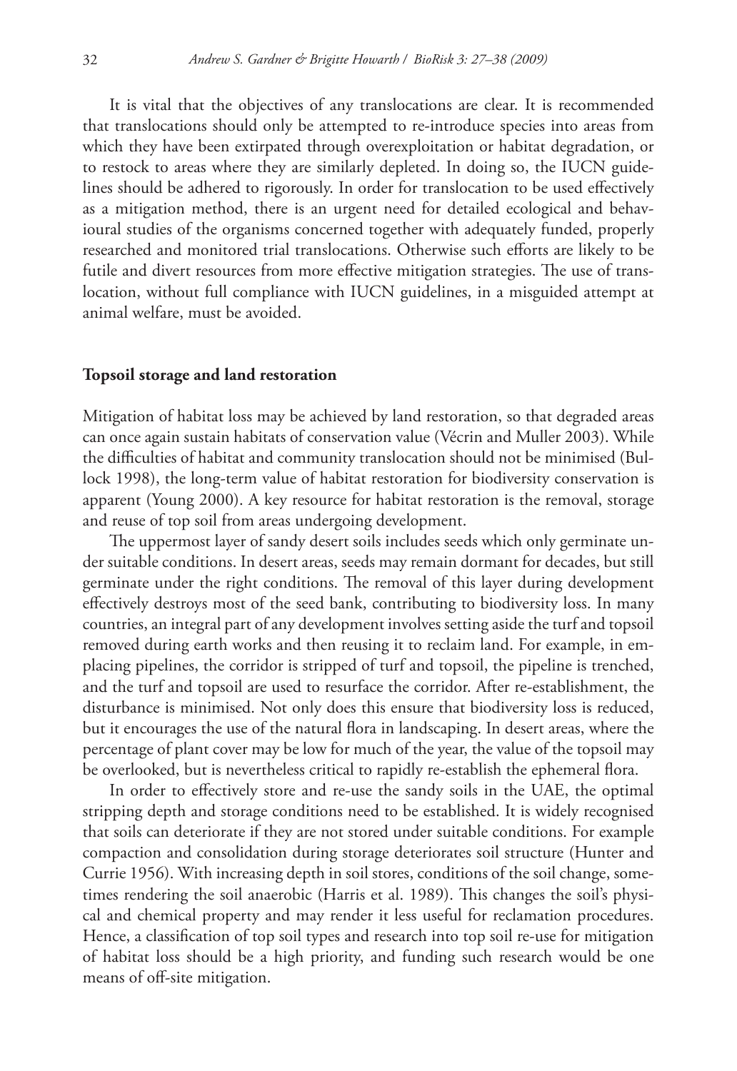It is vital that the objectives of any translocations are clear. It is recommended that translocations should only be attempted to re-introduce species into areas from which they have been extirpated through overexploitation or habitat degradation, or to restock to areas where they are similarly depleted. In doing so, the IUCN guidelines should be adhered to rigorously. In order for translocation to be used effectively as a mitigation method, there is an urgent need for detailed ecological and behavioural studies of the organisms concerned together with adequately funded, properly researched and monitored trial translocations. Otherwise such efforts are likely to be futile and divert resources from more effective mitigation strategies. The use of translocation, without full compliance with IUCN guidelines, in a misguided attempt at animal welfare, must be avoided.

## Topsoil storage and land restoration

Mitigation of habitat loss may be achieved by land restoration, so that degraded areas can once again sustain habitats of conservation value (Vécrin and Muller 2003). While the difficulties of habitat and community translocation should not be minimised (Bullock 1998), the long-term value of habitat restoration for biodiversity conservation is apparent (Young 2000). A key resource for habitat restoration is the removal, storage and reuse of top soil from areas undergoing development.

The uppermost layer of sandy desert soils includes seeds which only germinate under suitable conditions. In desert areas, seeds may remain dormant for decades, but still germinate under the right conditions. The removal of this layer during development effectively destroys most of the seed bank, contributing to biodiversity loss. In many countries, an integral part of any development involves setting aside the turf and topsoil removed during earth works and then reusing it to reclaim land. For example, in emplacing pipelines, the corridor is stripped of turf and topsoil, the pipeline is trenched, and the turf and topsoil are used to resurface the corridor. After re-establishment, the disturbance is minimised. Not only does this ensure that biodiversity loss is reduced, but it encourages the use of the natural flora in landscaping. In desert areas, where the percentage of plant cover may be low for much of the year, the value of the topsoil may be overlooked, but is nevertheless critical to rapidly re-establish the ephemeral flora.

In order to effectively store and re-use the sandy soils in the UAE, the optimal stripping depth and storage conditions need to be established. It is widely recognised that soils can deteriorate if they are not stored under suitable conditions. For example compaction and consolidation during storage deteriorates soil structure (Hunter and Currie 1956). With increasing depth in soil stores, conditions of the soil change, sometimes rendering the soil anaerobic (Harris et al. 1989). This changes the soil's physical and chemical property and may render it less useful for reclamation procedures. Hence, a classification of top soil types and research into top soil re-use for mitigation of habitat loss should be a high priority, and funding such research would be one means of off-site mitigation.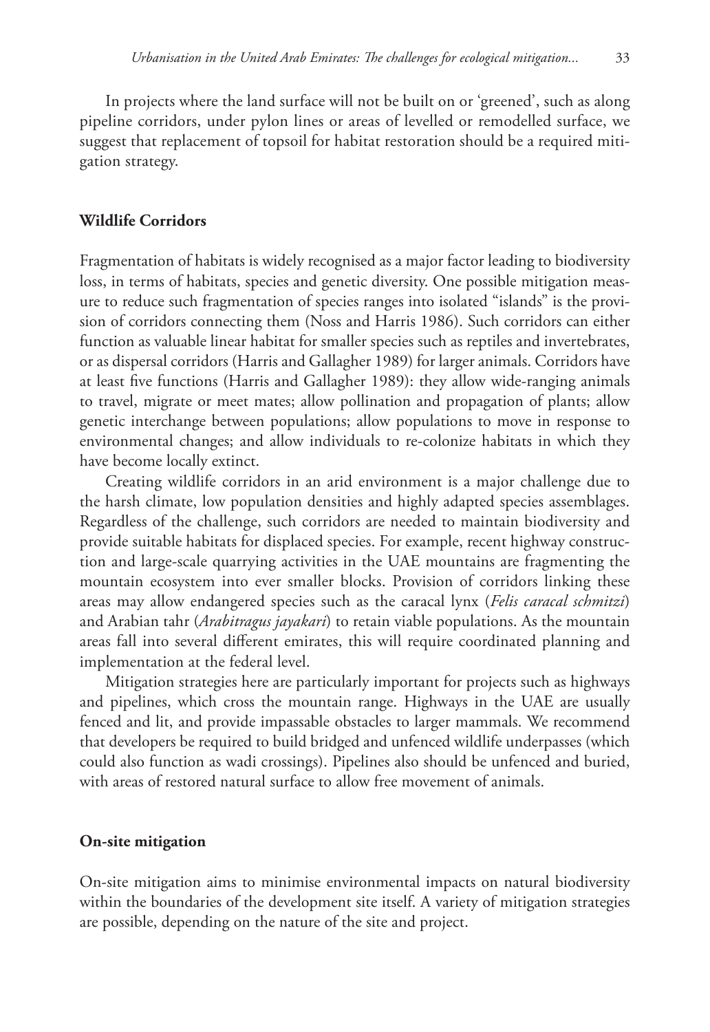In projects where the land surface will not be built on or 'greened', such as along pipeline corridors, under pylon lines or areas of levelled or remodelled surface, we suggest that replacement of topsoil for habitat restoration should be a required mitigation strategy.

### Wildlife Corridors

Fragmentation of habitats is widely recognised as a major factor leading to biodiversity loss, in terms of habitats, species and genetic diversity. One possible mitigation measure to reduce such fragmentation of species ranges into isolated "islands" is the provision of corridors connecting them (Noss and Harris 1986). Such corridors can either function as valuable linear habitat for smaller species such as reptiles and invertebrates, or as dispersal corridors (Harris and Gallagher 1989) for larger animals. Corridors have at least five functions (Harris and Gallagher 1989): they allow wide-ranging animals to travel, migrate or meet mates; allow pollination and propagation of plants; allow genetic interchange between populations; allow populations to move in response to environmental changes; and allow individuals to re-colonize habitats in which they have become locally extinct.

Creating wildlife corridors in an arid environment is a major challenge due to the harsh climate, low population densities and highly adapted species assemblages. Regardless of the challenge, such corridors are needed to maintain biodiversity and provide suitable habitats for displaced species. For example, recent highway construction and large-scale quarrying activities in the UAE mountains are fragmenting the mountain ecosystem into ever smaller blocks. Provision of corridors linking these areas may allow endangered species such as the caracal lynx (*Felis caracal schmitzi*) and Arabian tahr (*Arabitragus jayakari*) to retain viable populations. As the mountain areas fall into several different emirates, this will require coordinated planning and implementation at the federal level.

Mitigation strategies here are particularly important for projects such as highways and pipelines, which cross the mountain range. Highways in the UAE are usually fenced and lit, and provide impassable obstacles to larger mammals. We recommend that developers be required to build bridged and unfenced wildlife underpasses (which could also function as wadi crossings). Pipelines also should be unfenced and buried, with areas of restored natural surface to allow free movement of animals.

### On-site mitigation

On-site mitigation aims to minimise environmental impacts on natural biodiversity within the boundaries of the development site itself. A variety of mitigation strategies are possible, depending on the nature of the site and project.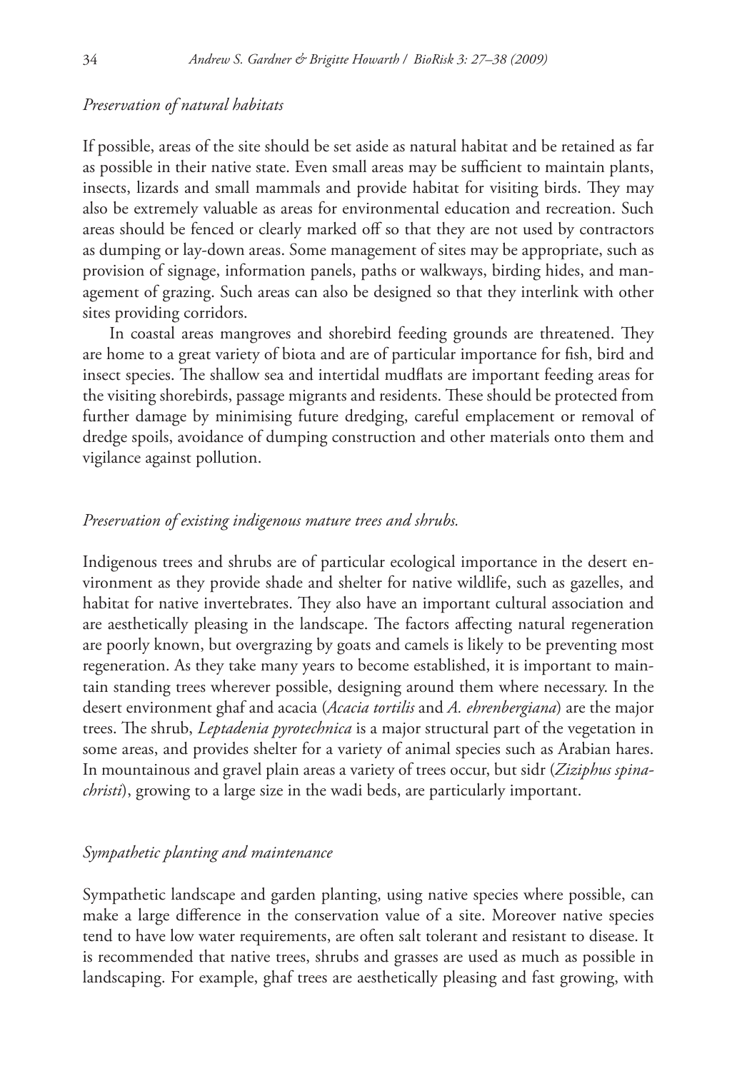*Preservation of natural habitats*

If possible, areas of the site should be set aside as natural habitat and be retained as far as possible in their native state. Even small areas may be sufficient to maintain plants, insects, lizards and small mammals and provide habitat for visiting birds. They may also be extremely valuable as areas for environmental education and recreation. Such areas should be fenced or clearly marked off so that they are not used by contractors as dumping or lay-down areas. Some management of sites may be appropriate, such as provision of signage, information panels, paths or walkways, birding hides, and management of grazing. Such areas can also be designed so that they interlink with other sites providing corridors.

In coastal areas mangroves and shorebird feeding grounds are threatened. They are home to a great variety of biota and are of particular importance for fish, bird and insect species. The shallow sea and intertidal mudflats are important feeding areas for the visiting shorebirds, passage migrants and residents. These should be protected from further damage by minimising future dredging, careful emplacement or removal of dredge spoils, avoidance of dumping construction and other materials onto them and vigilance against pollution.

*Preservation of existing indigenous mature trees and shrubs.*

Indigenous trees and shrubs are of particular ecological importance in the desert environment as they provide shade and shelter for native wildlife, such as gazelles, and habitat for native invertebrates. They also have an important cultural association and are aesthetically pleasing in the landscape. The factors affecting natural regeneration are poorly known, but overgrazing by goats and camels is likely to be preventing most regeneration. As they take many years to become established, it is important to maintain standing trees wherever possible, designing around them where necessary. In the desert environment ghaf and acacia (*Acacia tortilis* and *A. ehrenbergiana*) are the major trees. The shrub, *Leptadenia pyrotechnica* is a major structural part of the vegetation in some areas, and provides shelter for a variety of animal species such as Arabian hares. In mountainous and gravel plain areas a variety of trees occur, but sidr (*Ziziphus spina-christi*), growing to a large size in the wadi beds, are particularly important.

*Sympathetic planting and maintenance*

Sympathetic landscape and garden planting, using native species where possible, can make a large difference in the conservation value of a site. Moreover native species tend to have low water requirements, are often salt tolerant and resistant to disease. It is recommended that native trees, shrubs and grasses are used as much as possible in landscaping. For example, ghaf trees are aesthetically pleasing and fast growing, with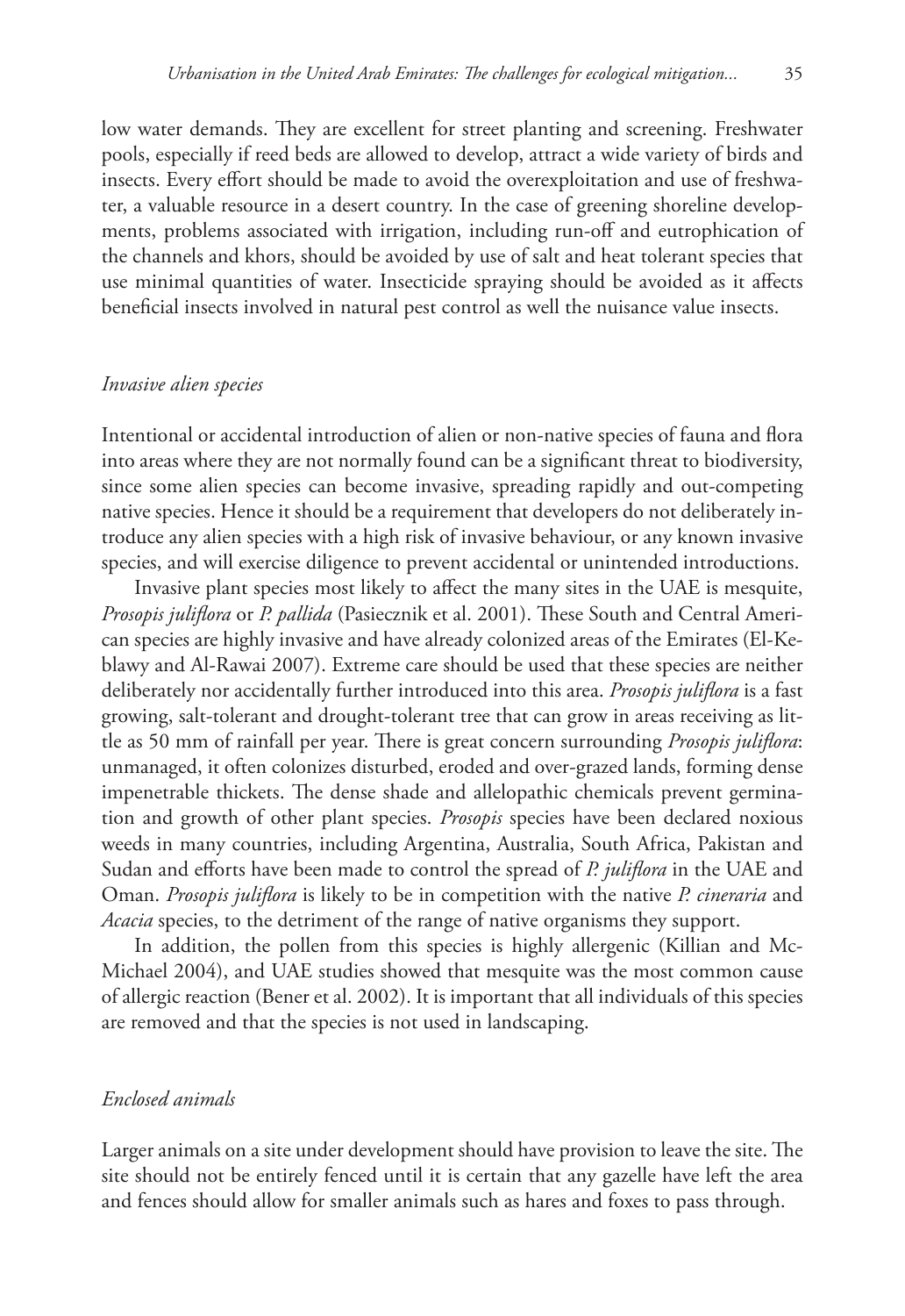low water demands. They are excellent for street planting and screening. Freshwater pools, especially if reed beds are allowed to develop, attract a wide variety of birds and insects. Every effort should be made to avoid the overexploitation and use of freshwater, a valuable resource in a desert country. In the case of greening shoreline developments, problems associated with irrigation, including run-off and eutrophication of the channels and khors, should be avoided by use of salt and heat tolerant species that use minimal quantities of water. Insecticide spraying should be avoided as it affects beneficial insects involved in natural pest control as well the nuisance value insects.

### *Invasive alien species*

Intentional or accidental introduction of alien or non-native species of fauna and flora into areas where they are not normally found can be a significant threat to biodiversity, since some alien species can become invasive, spreading rapidly and out-competing native species. Hence it should be a requirement that developers do not deliberately introduce any alien species with a high risk of invasive behaviour, or any known invasive species, and will exercise diligence to prevent accidental or unintended introductions.

Invasive plant species most likely to affect the many sites in the UAE is mesquite, *Prosopis juliflora* or *P. pallida* (Pasiecznik et al. 2001). These South and Central American species are highly invasive and have already colonized areas of the Emirates (El-Keblawy and Al-Rawai 2007). Extreme care should be used that these species are neither deliberately nor accidentally further introduced into this area. *Prosopis juliflora* is a fast growing, salt-tolerant and drought-tolerant tree that can grow in areas receiving as little as 50 mm of rainfall per year. There is great concern surrounding *Prosopis juliflora*: unmanaged, it often colonizes disturbed, eroded and over-grazed lands, forming dense impenetrable thickets. The dense shade and allelopathic chemicals prevent germination and growth of other plant species. *Prosopis* species have been declared noxious weeds in many countries, including Argentina, Australia, South Africa, Pakistan and Sudan and efforts have been made to control the spread of *P. juliflora* in the UAE and Oman. *Prosopis juliflora* is likely to be in competition with the native *P. cineraria* and *Acacia* species, to the detriment of the range of native organisms they support.

In addition, the pollen from this species is highly allergenic (Killian and McMichael 2004), and UAE studies showed that mesquite was the most common cause of allergic reaction (Bener et al. 2002). It is important that all individuals of this species are removed and that the species is not used in landscaping.

### *Enclosed animals*

Larger animals on a site under development should have provision to leave the site. The site should not be entirely fenced until it is certain that any gazelle have left the area and fences should allow for smaller animals such as hares and foxes to pass through.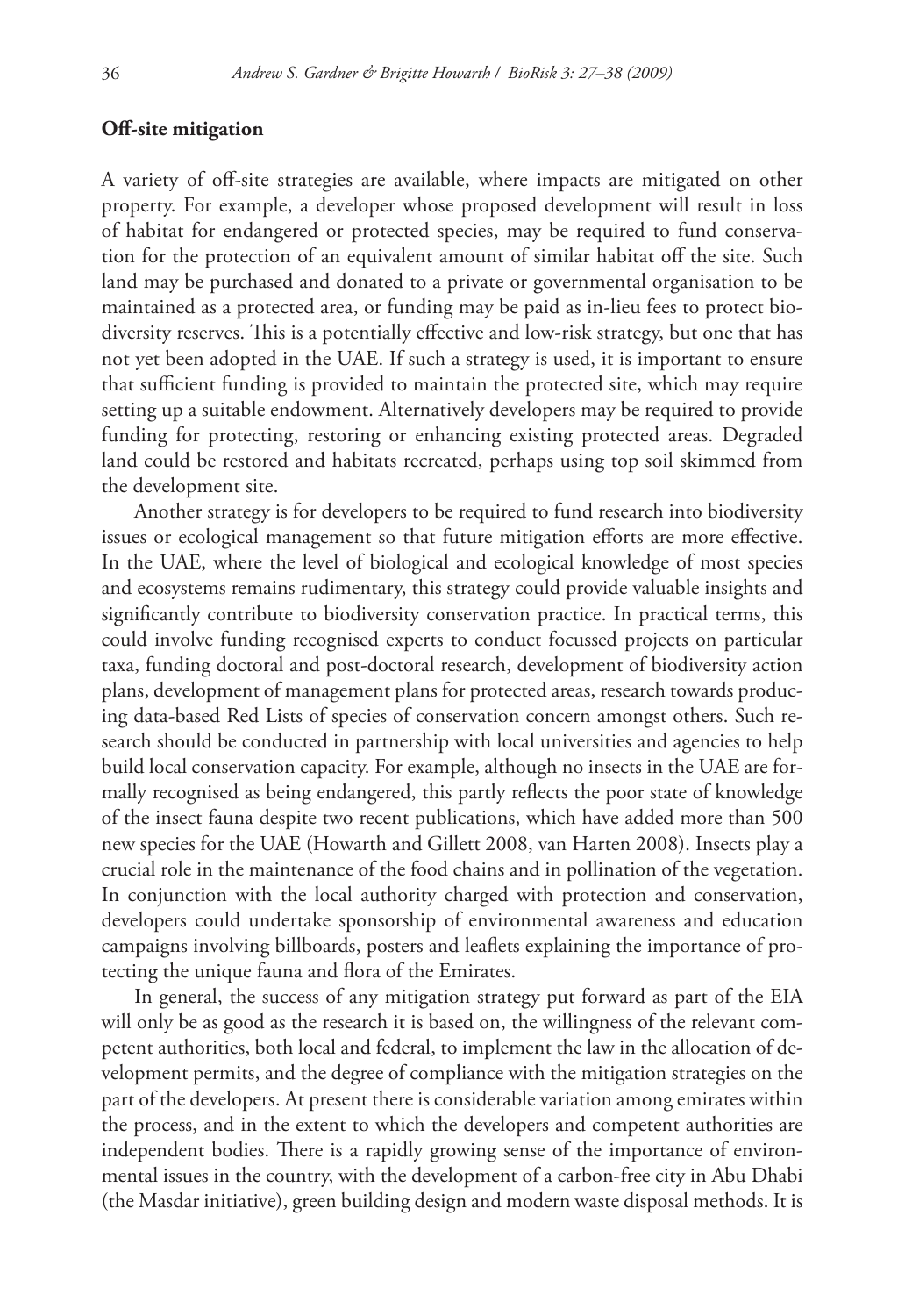**Off-site mitigation**

A variety of off-site strategies are available, where impacts are mitigated on other property. For example, a developer whose proposed development will result in loss of habitat for endangered or protected species, may be required to fund conservation for the protection of an equivalent amount of similar habitat off the site. Such land may be purchased and donated to a private or governmental organisation to be maintained as a protected area, or funding may be paid as in-lieu fees to protect biodiversity reserves. This is a potentially effective and low-risk strategy, but one that has not yet been adopted in the UAE. If such a strategy is used, it is important to ensure that sufficient funding is provided to maintain the protected site, which may require setting up a suitable endowment. Alternatively developers may be required to provide funding for protecting, restoring or enhancing existing protected areas. Degraded land could be restored and habitats recreated, perhaps using top soil skimmed from the development site.

Another strategy is for developers to be required to fund research into biodiversity issues or ecological management so that future mitigation efforts are more effective. In the UAE, where the level of biological and ecological knowledge of most species and ecosystems remains rudimentary, this strategy could provide valuable insights and significantly contribute to biodiversity conservation practice. In practical terms, this could involve funding recognised experts to conduct focussed projects on particular taxa, funding doctoral and post-doctoral research, development of biodiversity action plans, development of management plans for protected areas, research towards producing data-based Red Lists of species of conservation concern amongst others. Such research should be conducted in partnership with local universities and agencies to help build local conservation capacity. For example, although no insects in the UAE are formally recognised as being endangered, this partly reflects the poor state of knowledge of the insect fauna despite two recent publications, which have added more than 500 new species for the UAE (Howarth and Gillett 2008, van Harten 2008). Insects play a crucial role in the maintenance of the food chains and in pollination of the vegetation. In conjunction with the local authority charged with protection and conservation, developers could undertake sponsorship of environmental awareness and education campaigns involving billboards, posters and leaflets explaining the importance of protecting the unique fauna and flora of the Emirates.

In general, the success of any mitigation strategy put forward as part of the EIA will only be as good as the research it is based on, the willingness of the relevant competent authorities, both local and federal, to implement the law in the allocation of development permits, and the degree of compliance with the mitigation strategies on the part of the developers. At present there is considerable variation among emirates within the process, and in the extent to which the developers and competent authorities are independent bodies. There is a rapidly growing sense of the importance of environmental issues in the country, with the development of a carbon-free city in Abu Dhabi (the Masdar initiative), green building design and modern waste disposal methods. It is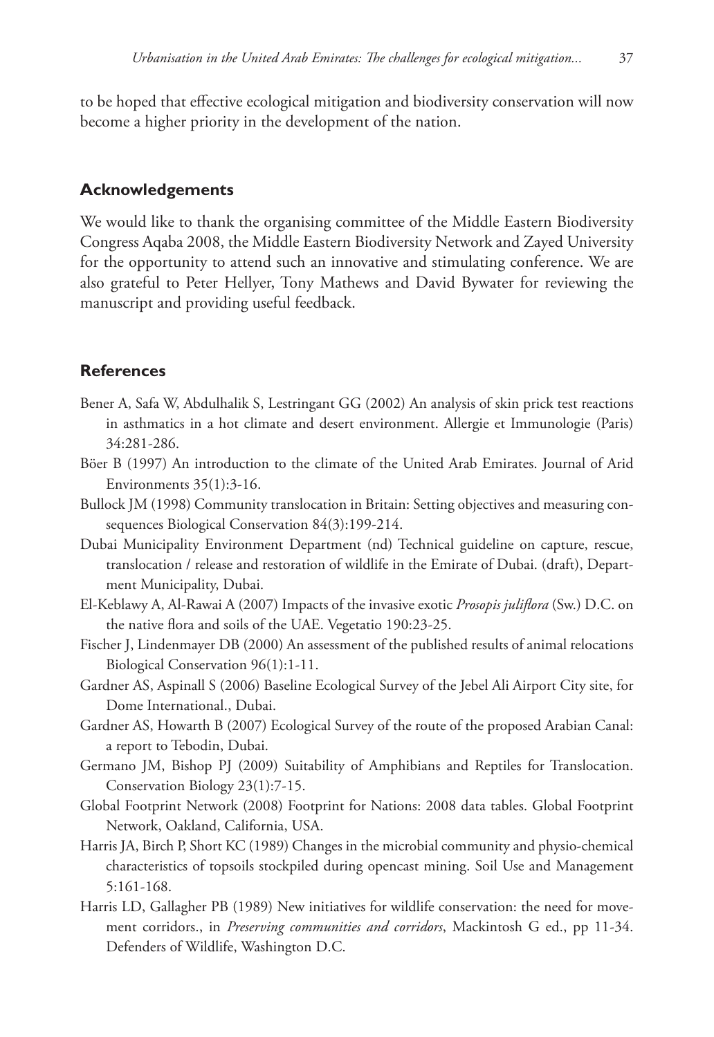to be hoped that effective ecological mitigation and biodiversity conservation will now become a higher priority in the development of the nation.

## Acknowledgements

We would like to thank the organising committee of the Middle Eastern Biodiversity Congress Aqaba 2008, the Middle Eastern Biodiversity Network and Zayed University for the opportunity to attend such an innovative and stimulating conference. We are also grateful to Peter Hellyer, Tony Mathews and David Bywater for reviewing the manuscript and providing useful feedback.

## References

Bener A, Safa W, Abdulhalik S, Lestringant GG (2002) An analysis of skin prick test reactions in asthmatics in a hot climate and desert environment. Allergie et Immunologie (Paris) 34:281-286.

Böer B (1997) An introduction to the climate of the United Arab Emirates. Journal of Arid Environments 35(1):3-16.

Bullock JM (1998) Community translocation in Britain: Setting objectives and measuring consequences Biological Conservation 84(3):199-214.

Dubai Municipality Environment Department (nd) Technical guideline on capture, rescue, translocation / release and restoration of wildlife in the Emirate of Dubai. (draft), Department Municipality, Dubai.

El-Keblawy A, Al-Rawai A (2007) Impacts of the invasive exotic *Prosopis juliflora* (Sw.) D.C. on the native flora and soils of the UAE. Vegetatio 190:23-25.

Fischer J, Lindenmayer DB (2000) An assessment of the published results of animal relocations Biological Conservation 96(1):1-11.

Gardner AS, Aspinall S (2006) Baseline Ecological Survey of the Jebel Ali Airport City site, for Dome International., Dubai.

Gardner AS, Howarth B (2007) Ecological Survey of the route of the proposed Arabian Canal: a report to Tebodin, Dubai.

Germano JM, Bishop PJ (2009) Suitability of Amphibians and Reptiles for Translocation. Conservation Biology 23(1):7-15.

Global Footprint Network (2008) Footprint for Nations: 2008 data tables. Global Footprint Network, Oakland, California, USA.

Harris JA, Birch P, Short KC (1989) Changes in the microbial community and physio-chemical characteristics of topsoils stockpiled during opencast mining. Soil Use and Management 5:161-168.

Harris LD, Gallagher PB (1989) New initiatives for wildlife conservation: the need for movement corridors., in *Preserving communities and corridors*, Mackintosh G ed., pp 11-34. Defenders of Wildlife, Washington D.C.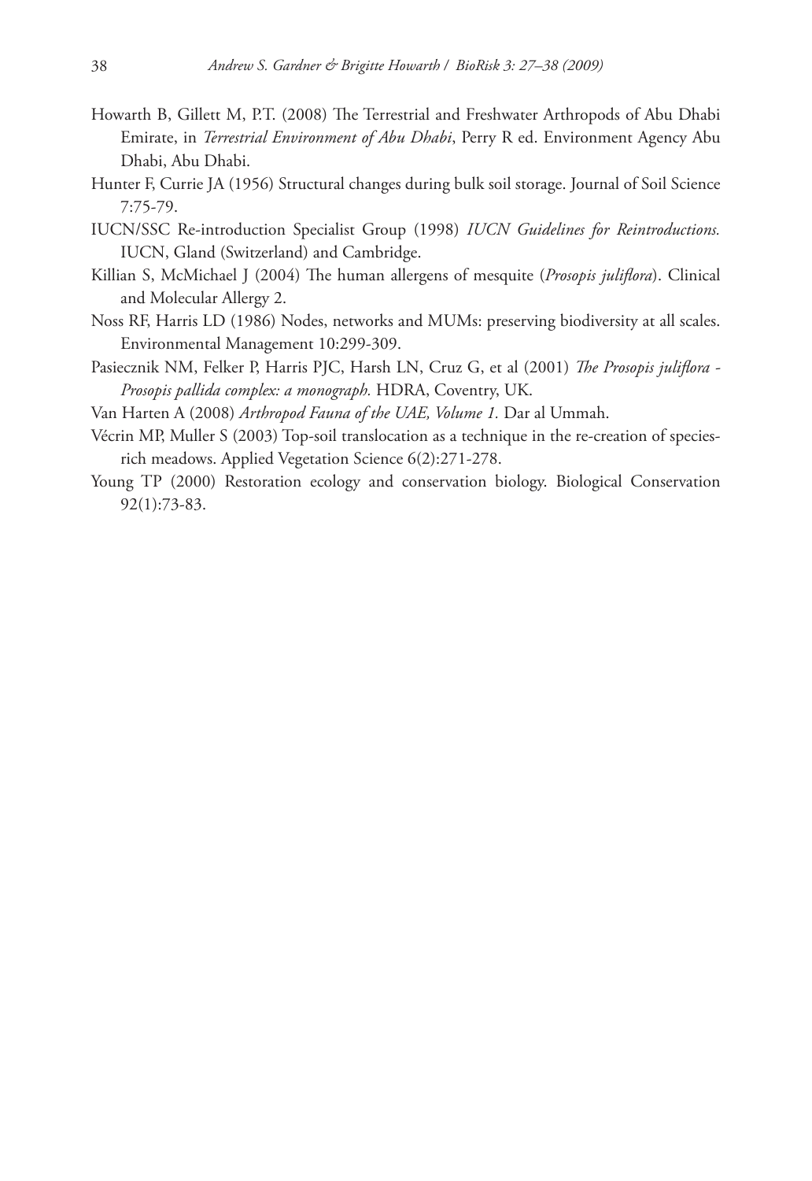Howarth B, Gillett M, P.T. (2008) The Terrestrial and Freshwater Arthropods of Abu Dhabi Emirate, in *Terrestrial Environment of Abu Dhabi*, Perry R ed. Environment Agency Abu Dhabi, Abu Dhabi.

Hunter F, Currie JA (1956) Structural changes during bulk soil storage. Journal of Soil Science 7:75-79.

IUCN/SSC Re-introduction Specialist Group (1998) *IUCN Guidelines for Reintroductions.* IUCN, Gland (Switzerland) and Cambridge.

Killian S, McMichael J (2004) The human allergens of mesquite (*Prosopis juliflora*). Clinical and Molecular Allergy 2.

Noss RF, Harris LD (1986) Nodes, networks and MUMs: preserving biodiversity at all scales. Environmental Management 10:299-309.

Pasiecznik NM, Felker P, Harris PJC, Harsh LN, Cruz G, et al (2001) *The Prosopis juliflora - Prosopis pallida complex: a monograph.* HDRA, Coventry, UK.

Van Harten A (2008) *Arthropod Fauna of the UAE, Volume 1.* Dar al Ummah.

Vécrin MP, Muller S (2003) Top-soil translocation as a technique in the re-creation of species-rich meadows. Applied Vegetation Science 6(2):271-278.

Young TP (2000) Restoration ecology and conservation biology. Biological Conservation 92(1):73-83.